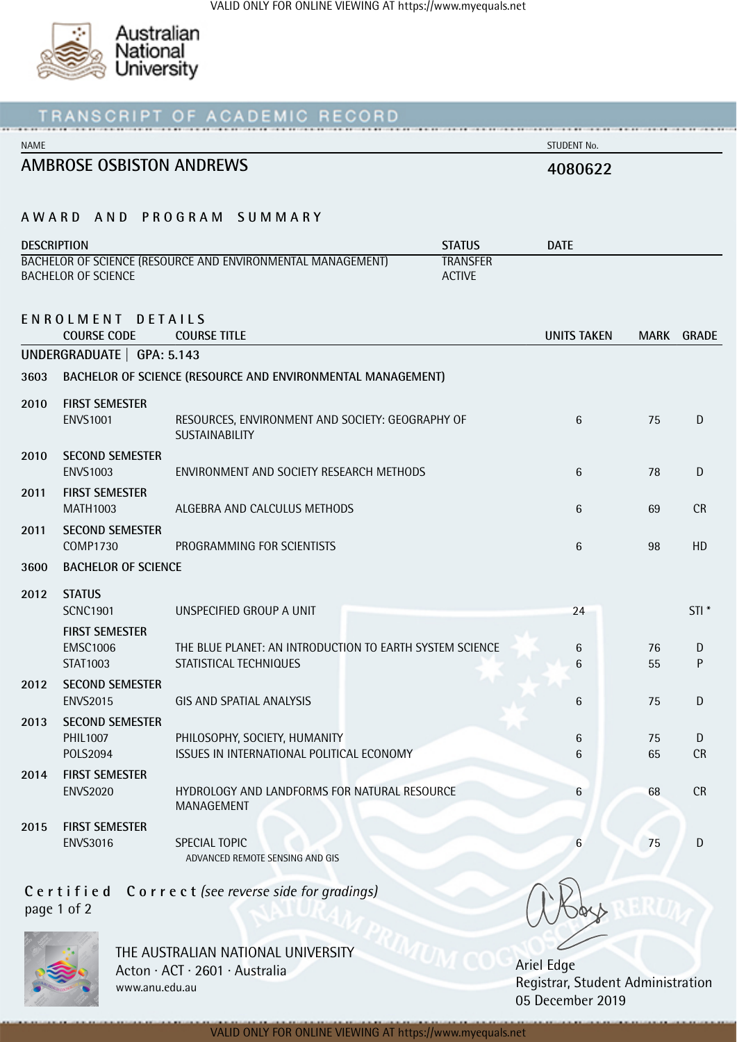Australian National University

# TRANSCRIPT OF ACADEMIC RECORD

| NAME | STUDENT No. |
|---|---|
| AMBROSE OSBISTON ANDREWS | 4080622 |

## AWARD AND PROGRAM SUMMARY

| DESCRIPTION | STATUS | DATE |
|---|---|---|
| BACHELOR OF SCIENCE (RESOURCE AND ENVIRONMENTAL MANAGEMENT) | TRANSFER | |
| BACHELOR OF SCIENCE | ACTIVE | |

## ENROLMENT DETAILS

| | COURSE CODE | COURSE TITLE | UNITS TAKEN | MARK | GRADE |
|---|---|---|---|---|---|
| UNDERGRADUATE \| GPA: 5.143 | | | | | |
| 3603 | BACHELOR OF SCIENCE (RESOURCE AND ENVIRONMENTAL MANAGEMENT) | | | | |
| 2010 | FIRST SEMESTER | | | | |
| | ENVS1001 | RESOURCES, ENVIRONMENT AND SOCIETY: GEOGRAPHY OF SUSTAINABILITY | 6 | 75 | D |
| 2010 | SECOND SEMESTER | | | | |
| | ENVS1003 | ENVIRONMENT AND SOCIETY RESEARCH METHODS | 6 | 78 | D |
| 2011 | FIRST SEMESTER | | | | |
| | MATH1003 | ALGEBRA AND CALCULUS METHODS | 6 | 69 | CR |
| 2011 | SECOND SEMESTER | | | | |
| | COMP1730 | PROGRAMMING FOR SCIENTISTS | 6 | 98 | HD |
| 3600 | BACHELOR OF SCIENCE | | | | |
| 2012 | STATUS | | | | |
| | SCNC1901 | UNSPECIFIED GROUP A UNIT | 24 | | STI * |
| | FIRST SEMESTER | | | | |
| | EMSC1006 | THE BLUE PLANET: AN INTRODUCTION TO EARTH SYSTEM SCIENCE | 6 | 76 | D |
| | STAT1003 | STATISTICAL TECHNIQUES | 6 | 55 | P |
| 2012 | SECOND SEMESTER | | | | |
| | ENVS2015 | GIS AND SPATIAL ANALYSIS | 6 | 75 | D |
| 2013 | SECOND SEMESTER | | | | |
| | PHIL1007 | PHILOSOPHY, SOCIETY, HUMANITY | 6 | 75 | D |
| | POLS2094 | ISSUES IN INTERNATIONAL POLITICAL ECONOMY | 6 | 65 | CR |
| 2014 | FIRST SEMESTER | | | | |
| | ENVS2020 | HYDROLOGY AND LANDFORMS FOR NATURAL RESOURCE MANAGEMENT | 6 | 68 | CR |
| 2015 | FIRST SEMESTER | | | | |
| | ENVS3016 | SPECIAL TOPIC<br>ADVANCED REMOTE SENSING AND GIS | 6 | 75 | D |

**Certified Correct** *(see reverse side for gradings)*

page 1 of 2

THE AUSTRALIAN NATIONAL UNIVERSITY
Acton · ACT · 2601 · Australia
www.anu.edu.au

Ariel Edge
Registrar, Student Administration
05 December 2019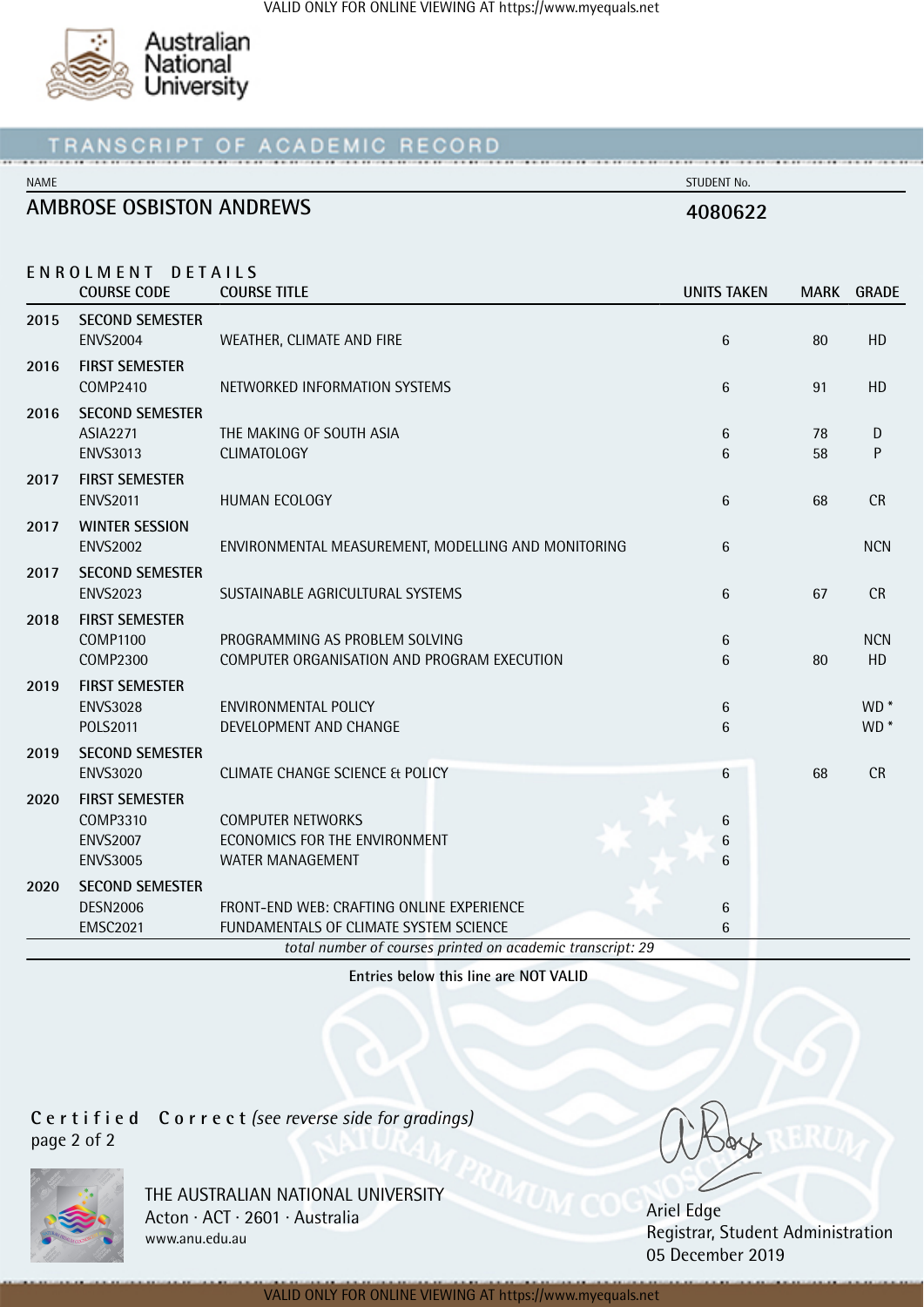VALID ONLY FOR ONLINE VIEWING AT https://www.myequals.net

Australian National University

# TRANSCRIPT OF ACADEMIC RECORD

| NAME | STUDENT No. |
|---|---|
| AMBROSE OSBISTON ANDREWS | 4080622 |

## ENROLMENT DETAILS

| | COURSE CODE | COURSE TITLE | UNITS TAKEN | MARK | GRADE |
|---|---|---|---|---|---|
| 2015 | SECOND SEMESTER | | | | |
| | ENVS2004 | WEATHER, CLIMATE AND FIRE | 6 | 80 | HD |
| 2016 | FIRST SEMESTER | | | | |
| | COMP2410 | NETWORKED INFORMATION SYSTEMS | 6 | 91 | HD |
| 2016 | SECOND SEMESTER | | | | |
| | ASIA2271 | THE MAKING OF SOUTH ASIA | 6 | 78 | D |
| | ENVS3013 | CLIMATOLOGY | 6 | 58 | P |
| 2017 | FIRST SEMESTER | | | | |
| | ENVS2011 | HUMAN ECOLOGY | 6 | 68 | CR |
| 2017 | WINTER SESSION | | | | |
| | ENVS2002 | ENVIRONMENTAL MEASUREMENT, MODELLING AND MONITORING | 6 | | NCN |
| 2017 | SECOND SEMESTER | | | | |
| | ENVS2023 | SUSTAINABLE AGRICULTURAL SYSTEMS | 6 | 67 | CR |
| 2018 | FIRST SEMESTER | | | | |
| | COMP1100 | PROGRAMMING AS PROBLEM SOLVING | 6 | | NCN |
| | COMP2300 | COMPUTER ORGANISATION AND PROGRAM EXECUTION | 6 | 80 | HD |
| 2019 | FIRST SEMESTER | | | | |
| | ENVS3028 | ENVIRONMENTAL POLICY | 6 | | WD * |
| | POLS2011 | DEVELOPMENT AND CHANGE | 6 | | WD * |
| 2019 | SECOND SEMESTER | | | | |
| | ENVS3020 | CLIMATE CHANGE SCIENCE & POLICY | 6 | 68 | CR |
| 2020 | FIRST SEMESTER | | | | |
| | COMP3310 | COMPUTER NETWORKS | 6 | | |
| | ENVS2007 | ECONOMICS FOR THE ENVIRONMENT | 6 | | |
| | ENVS3005 | WATER MANAGEMENT | 6 | | |
| 2020 | SECOND SEMESTER | | | | |
| | DESN2006 | FRONT-END WEB: CRAFTING ONLINE EXPERIENCE | 6 | | |
| | EMSC2021 | FUNDAMENTALS OF CLIMATE SYSTEM SCIENCE | 6 | | |

*total number of courses printed on academic transcript: 29*

**Entries below this line are NOT VALID**

**Certified Correct** *(see reverse side for gradings)*

page 2 of 2

THE AUSTRALIAN NATIONAL UNIVERSITY
Acton · ACT · 2601 · Australia
www.anu.edu.au

Ariel Edge
Registrar, Student Administration
05 December 2019

VALID ONLY FOR ONLINE VIEWING AT https://www.myequals.net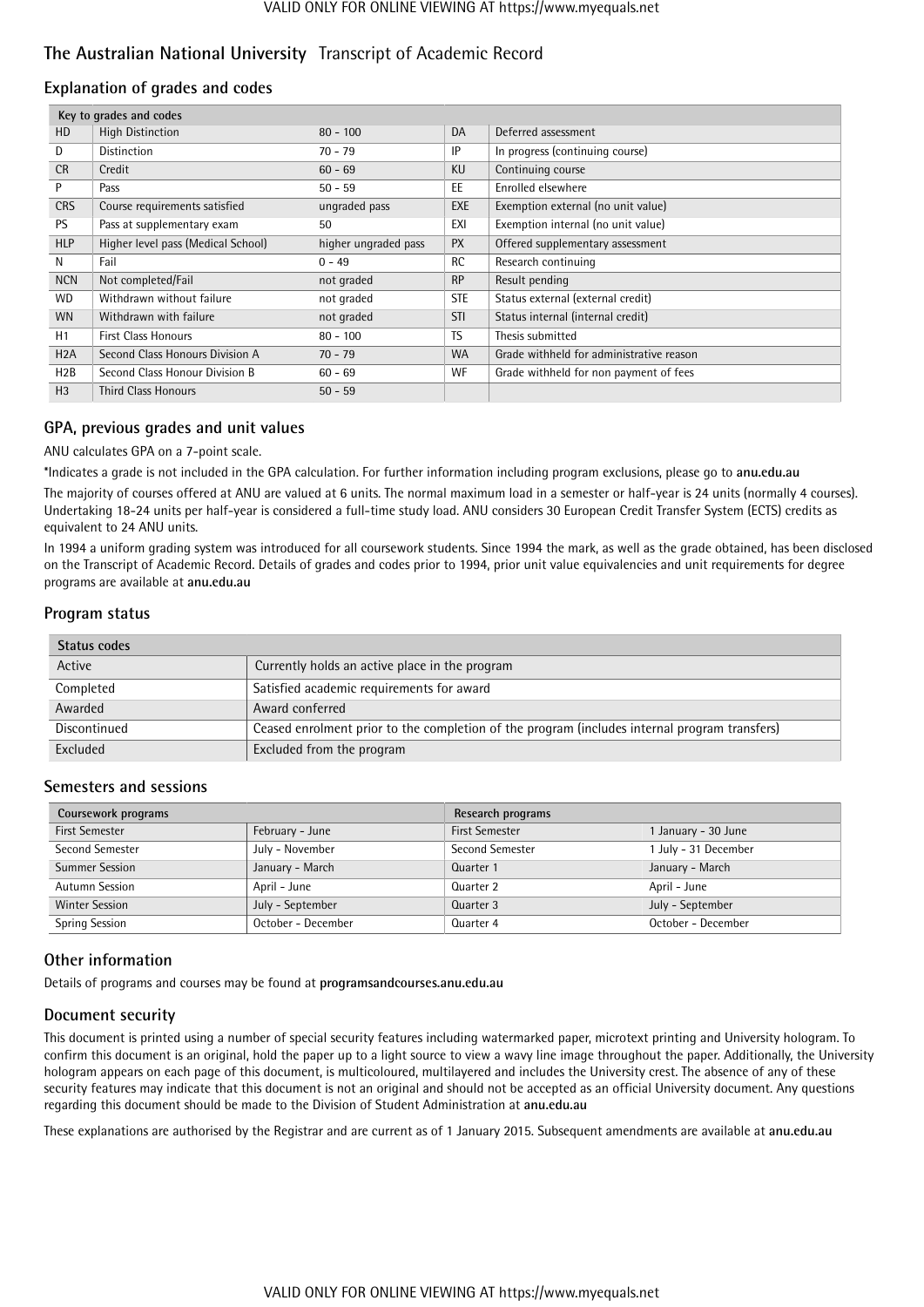## The Australian National University Transcript of Academic Record

### Explanation of grades and codes

| Key to grades and codes | | | | |
|---|---|---|---|---|
| HD | High Distinction | 80 - 100 | DA | Deferred assessment |
| D | Distinction | 70 - 79 | IP | In progress (continuing course) |
| CR | Credit | 60 - 69 | KU | Continuing course |
| P | Pass | 50 - 59 | EE | Enrolled elsewhere |
| CRS | Course requirements satisfied | ungraded pass | EXE | Exemption external (no unit value) |
| PS | Pass at supplementary exam | 50 | EXI | Exemption internal (no unit value) |
| HLP | Higher level pass (Medical School) | higher ungraded pass | PX | Offered supplementary assessment |
| N | Fail | 0 - 49 | RC | Research continuing |
| NCN | Not completed/Fail | not graded | RP | Result pending |
| WD | Withdrawn without failure | not graded | STE | Status external (external credit) |
| WN | Withdrawn with failure | not graded | STI | Status internal (internal credit) |
| H1 | First Class Honours | 80 - 100 | TS | Thesis submitted |
| H2A | Second Class Honours Division A | 70 - 79 | WA | Grade withheld for administrative reason |
| H2B | Second Class Honour Division B | 60 - 69 | WF | Grade withheld for non payment of fees |
| H3 | Third Class Honours | 50 - 59 | | |

### GPA, previous grades and unit values

ANU calculates GPA on a 7-point scale.

*Indicates a grade is not included in the GPA calculation. For further information including program exclusions, please go to **anu.edu.au**

The majority of courses offered at ANU are valued at 6 units. The normal maximum load in a semester or half-year is 24 units (normally 4 courses). Undertaking 18-24 units per half-year is considered a full-time study load. ANU considers 30 European Credit Transfer System (ECTS) credits as equivalent to 24 ANU units.

In 1994 a uniform grading system was introduced for all coursework students. Since 1994 the mark, as well as the grade obtained, has been disclosed on the Transcript of Academic Record. Details of grades and codes prior to 1994, prior unit value equivalencies and unit requirements for degree programs are available at **anu.edu.au**

### Program status

| Status codes | |
|---|---|
| Active | Currently holds an active place in the program |
| Completed | Satisfied academic requirements for award |
| Awarded | Award conferred |
| Discontinued | Ceased enrolment prior to the completion of the program (includes internal program transfers) |
| Excluded | Excluded from the program |

### Semesters and sessions

| Coursework programs | | Research programs | |
|---|---|---|---|
| First Semester | February - June | First Semester | 1 January - 30 June |
| Second Semester | July - November | Second Semester | 1 July - 31 December |
| Summer Session | January - March | Quarter 1 | January - March |
| Autumn Session | April - June | Quarter 2 | April - June |
| Winter Session | July - September | Quarter 3 | July - September |
| Spring Session | October - December | Quarter 4 | October - December |

### Other information

Details of programs and courses may be found at **programsandcourses.anu.edu.au**

### Document security

This document is printed using a number of special security features including watermarked paper, microtext printing and University hologram. To confirm this document is an original, hold the paper up to a light source to view a wavy line image throughout the paper. Additionally, the University hologram appears on each page of this document, is multicoloured, multilayered and includes the University crest. The absence of any of these security features may indicate that this document is not an original and should not be accepted as an official University document. Any questions regarding this document should be made to the Division of Student Administration at **anu.edu.au**

These explanations are authorised by the Registrar and are current as of 1 January 2015. Subsequent amendments are available at **anu.edu.au**